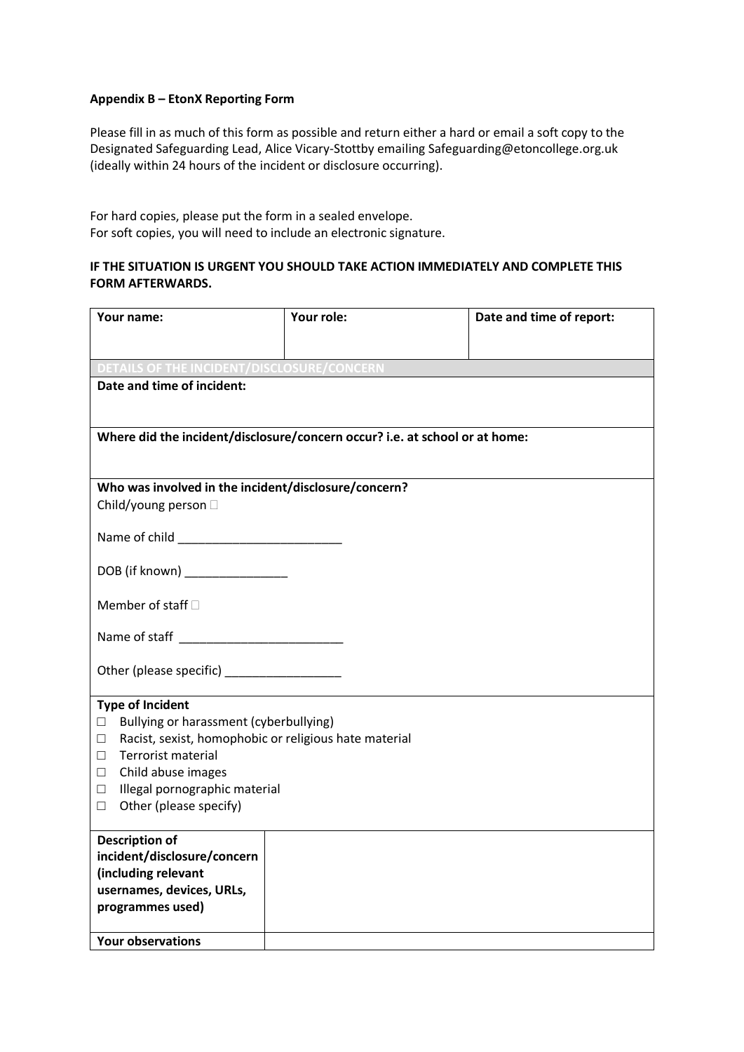**Appendix B – EtonX Reporting Form**

Please fill in as much of this form as possible and return either a hard or email a soft copy to the Designated Safeguarding Lead, Alice Vicary-Stottby emailing Safeguarding@etoncollege.org.uk (ideally within 24 hours of the incident or disclosure occurring).

For hard copies, please put the form in a sealed envelope.
For soft copies, you will need to include an electronic signature.

**IF THE SITUATION IS URGENT YOU SHOULD TAKE ACTION IMMEDIATELY AND COMPLETE THIS FORM AFTERWARDS.**

| **Your name:** | **Your role:** | **Date and time of report:** |
|---|---|---|
| **DETAILS OF THE INCIDENT/DISCLOSURE/CONCERN** | | |
| **Date and time of incident:** | | |
| **Where did the incident/disclosure/concern occur? i.e. at school or at home:** | | |
| **Who was involved in the incident/disclosure/concern?**<br>Child/young person ☐<br><br>Name of child ________________________<br><br>DOB (if known) _______________<br><br>Member of staff ☐<br><br>Name of staff ________________________<br><br>Other (please specific) _________________ | | |
| **Type of Incident**<br>☐ Bullying or harassment (cyberbullying)<br>☐ Racist, sexist, homophobic or religious hate material<br>☐ Terrorist material<br>☐ Child abuse images<br>☐ Illegal pornographic material<br>☐ Other (please specify) | | |
| **Description of incident/disclosure/concern (including relevant usernames, devices, URLs, programmes used)** | | |
| **Your observations** | | |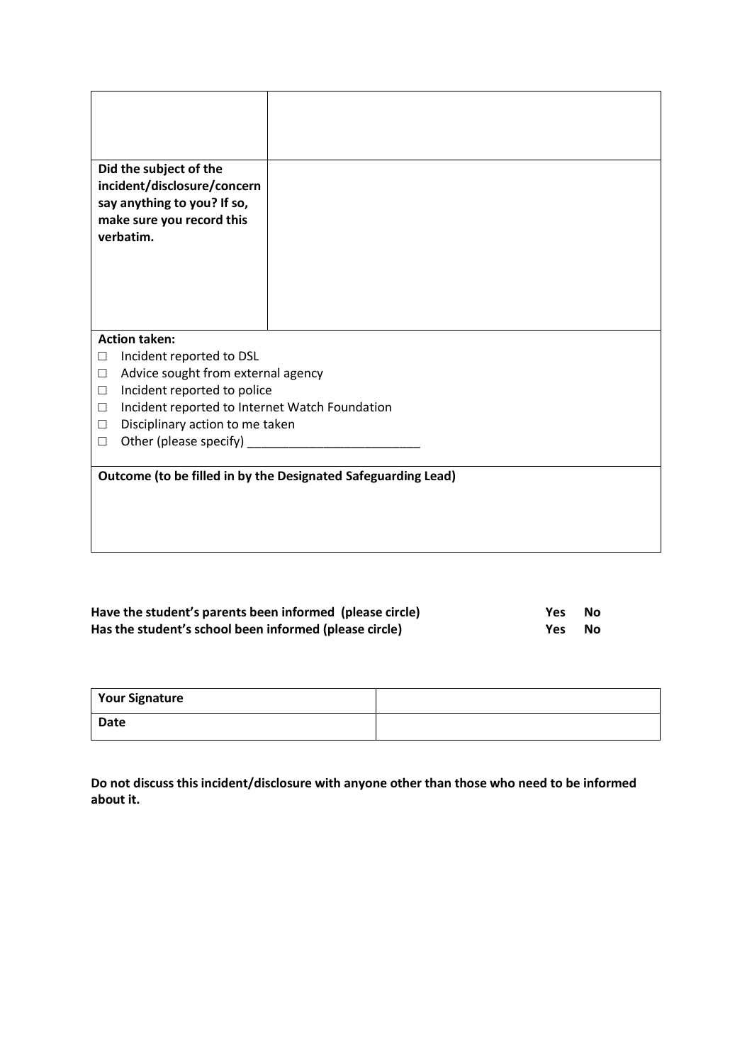| | |
|---|---|
| | |
| **Did the subject of the incident/disclosure/concern say anything to you? If so, make sure you record this verbatim.** | |
| **Action taken:**<br>☐ Incident reported to DSL<br>☐ Advice sought from external agency<br>☐ Incident reported to police<br>☐ Incident reported to Internet Watch Foundation<br>☐ Disciplinary action to me taken<br>☐ Other (please specify) _________________________ | |
| **Outcome (to be filled in by the Designated Safeguarding Lead)** | |

**Have the student's parents been informed (please circle)** **Yes** **No**

**Has the student's school been informed (please circle)** **Yes** **No**

| | |
|---|---|
| **Your Signature** | |
| **Date** | |

**Do not discuss this incident/disclosure with anyone other than those who need to be informed about it.**